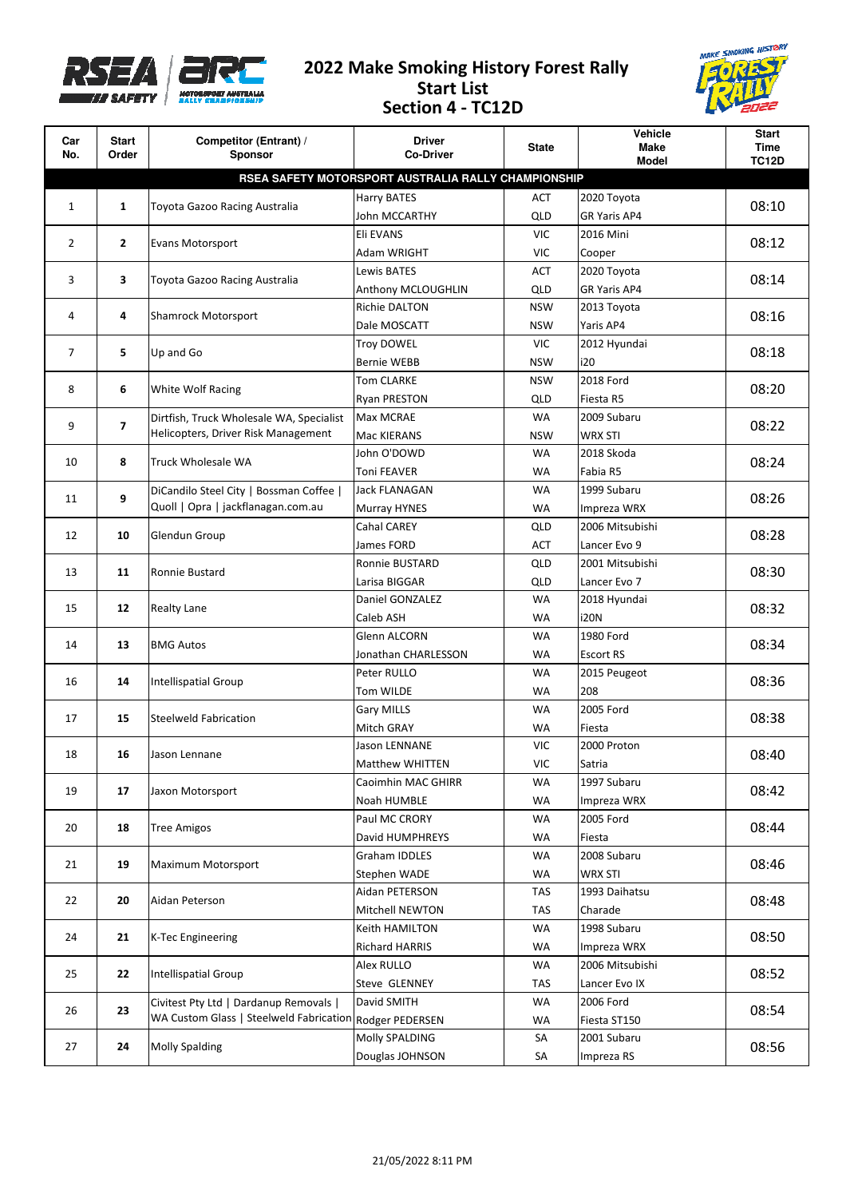# 2022 Make Smoking History Forest Rally

## Start List

## Section 4 - TC12D

| Car No. | Start Order | Competitor (Entrant) / Sponsor | Driver / Co-Driver | State | Vehicle Make Model | Start Time TC12D |
|---|---|---|---|---|---|---|
| **RSEA SAFETY MOTORSPORT AUSTRALIA RALLY CHAMPIONSHIP** | | | | | | |
| 1 | **1** | Toyota Gazoo Racing Australia | Harry BATES<br>John MCCARTHY | ACT<br>QLD | 2020 Toyota<br>GR Yaris AP4 | 08:10 |
| 2 | **2** | Evans Motorsport | Eli EVANS<br>Adam WRIGHT | VIC<br>VIC | 2016 Mini<br>Cooper | 08:12 |
| 3 | **3** | Toyota Gazoo Racing Australia | Lewis BATES<br>Anthony MCLOUGHLIN | ACT<br>QLD | 2020 Toyota<br>GR Yaris AP4 | 08:14 |
| 4 | **4** | Shamrock Motorsport | Richie DALTON<br>Dale MOSCATT | NSW<br>NSW | 2013 Toyota<br>Yaris AP4 | 08:16 |
| 7 | **5** | Up and Go | Troy DOWEL<br>Bernie WEBB | VIC<br>NSW | 2012 Hyundai<br>i20 | 08:18 |
| 8 | **6** | White Wolf Racing | Tom CLARKE<br>Ryan PRESTON | NSW<br>QLD | 2018 Ford<br>Fiesta R5 | 08:20 |
| 9 | **7** | Dirtfish, Truck Wholesale WA, Specialist Helicopters, Driver Risk Management | Max MCRAE<br>Mac KIERANS | WA<br>NSW | 2009 Subaru<br>WRX STI | 08:22 |
| 10 | **8** | Truck Wholesale WA | John O'DOWD<br>Toni FEAVER | WA<br>WA | 2018 Skoda<br>Fabia R5 | 08:24 |
| 11 | **9** | DiCandilo Steel City \| Bossman Coffee \| Quoll \| Opra \| jackflanagan.com.au | Jack FLANAGAN<br>Murray HYNES | WA<br>WA | 1999 Subaru<br>Impreza WRX | 08:26 |
| 12 | **10** | Glendun Group | Cahal CAREY<br>James FORD | QLD<br>ACT | 2006 Mitsubishi<br>Lancer Evo 9 | 08:28 |
| 13 | **11** | Ronnie Bustard | Ronnie BUSTARD<br>Larisa BIGGAR | QLD<br>QLD | 2001 Mitsubishi<br>Lancer Evo 7 | 08:30 |
| 15 | **12** | Realty Lane | Daniel GONZALEZ<br>Caleb ASH | WA<br>WA | 2018 Hyundai<br>i20N | 08:32 |
| 14 | **13** | BMG Autos | Glenn ALCORN<br>Jonathan CHARLESSON | WA<br>WA | 1980 Ford<br>Escort RS | 08:34 |
| 16 | **14** | Intellispatial Group | Peter RULLO<br>Tom WILDE | WA<br>WA | 2015 Peugeot<br>208 | 08:36 |
| 17 | **15** | Steelweld Fabrication | Gary MILLS<br>Mitch GRAY | WA<br>WA | 2005 Ford<br>Fiesta | 08:38 |
| 18 | **16** | Jason Lennane | Jason LENNANE<br>Matthew WHITTEN | VIC<br>VIC | 2000 Proton<br>Satria | 08:40 |
| 19 | **17** | Jaxon Motorsport | Caoimhin MAC GHIRR<br>Noah HUMBLE | WA<br>WA | 1997 Subaru<br>Impreza WRX | 08:42 |
| 20 | **18** | Tree Amigos | Paul MC CRORY<br>David HUMPHREYS | WA<br>WA | 2005 Ford<br>Fiesta | 08:44 |
| 21 | **19** | Maximum Motorsport | Graham IDDLES<br>Stephen WADE | WA<br>WA | 2008 Subaru<br>WRX STI | 08:46 |
| 22 | **20** | Aidan Peterson | Aidan PETERSON<br>Mitchell NEWTON | TAS<br>TAS | 1993 Daihatsu<br>Charade | 08:48 |
| 24 | **21** | K-Tec Engineering | Keith HAMILTON<br>Richard HARRIS | WA<br>WA | 1998 Subaru<br>Impreza WRX | 08:50 |
| 25 | **22** | Intellispatial Group | Alex RULLO<br>Steve GLENNEY | WA<br>TAS | 2006 Mitsubishi<br>Lancer Evo IX | 08:52 |
| 26 | **23** | Civitest Pty Ltd \| Dardanup Removals \| WA Custom Glass \| Steelweld Fabrication | David SMITH<br>Rodger PEDERSEN | WA<br>WA | 2006 Ford<br>Fiesta ST150 | 08:54 |
| 27 | **24** | Molly Spalding | Molly SPALDING<br>Douglas JOHNSON | SA<br>SA | 2001 Subaru<br>Impreza RS | 08:56 |

21/05/2022 8:11 PM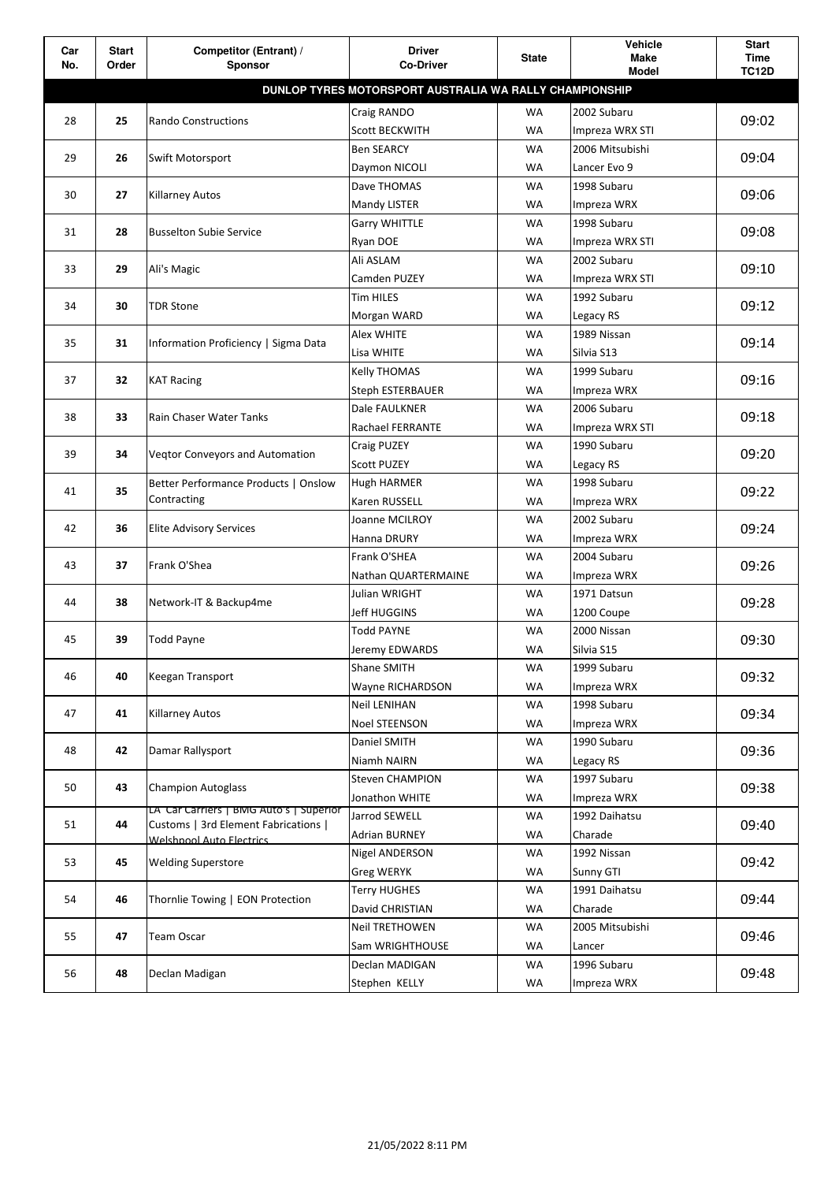| Car No. | Start Order | Competitor (Entrant) / Sponsor | Driver<br>Co-Driver | State | Vehicle Make Model | Start Time TC12D |
|---|---|---|---|---|---|---|
| **DUNLOP TYRES MOTORSPORT AUSTRALIA WA RALLY CHAMPIONSHIP** | | | | | | |
| 28 | **25** | Rando Constructions | Craig RANDO<br>Scott BECKWITH | WA<br>WA | 2002 Subaru<br>Impreza WRX STI | 09:02 |
| 29 | **26** | Swift Motorsport | Ben SEARCY<br>Daymon NICOLI | WA<br>WA | 2006 Mitsubishi<br>Lancer Evo 9 | 09:04 |
| 30 | **27** | Killarney Autos | Dave THOMAS<br>Mandy LISTER | WA<br>WA | 1998 Subaru<br>Impreza WRX | 09:06 |
| 31 | **28** | Busselton Subie Service | Garry WHITTLE<br>Ryan DOE | WA<br>WA | 1998 Subaru<br>Impreza WRX STI | 09:08 |
| 33 | **29** | Ali's Magic | Ali ASLAM<br>Camden PUZEY | WA<br>WA | 2002 Subaru<br>Impreza WRX STI | 09:10 |
| 34 | **30** | TDR Stone | Tim HILES<br>Morgan WARD | WA<br>WA | 1992 Subaru<br>Legacy RS | 09:12 |
| 35 | **31** | Information Proficiency \| Sigma Data | Alex WHITE<br>Lisa WHITE | WA<br>WA | 1989 Nissan<br>Silvia S13 | 09:14 |
| 37 | **32** | KAT Racing | Kelly THOMAS<br>Steph ESTERBAUER | WA<br>WA | 1999 Subaru<br>Impreza WRX | 09:16 |
| 38 | **33** | Rain Chaser Water Tanks | Dale FAULKNER<br>Rachael FERRANTE | WA<br>WA | 2006 Subaru<br>Impreza WRX STI | 09:18 |
| 39 | **34** | Veqtor Conveyors and Automation | Craig PUZEY<br>Scott PUZEY | WA<br>WA | 1990 Subaru<br>Legacy RS | 09:20 |
| 41 | **35** | Better Performance Products \| Onslow Contracting | Hugh HARMER<br>Karen RUSSELL | WA<br>WA | 1998 Subaru<br>Impreza WRX | 09:22 |
| 42 | **36** | Elite Advisory Services | Joanne MCILROY<br>Hanna DRURY | WA<br>WA | 2002 Subaru<br>Impreza WRX | 09:24 |
| 43 | **37** | Frank O'Shea | Frank O'SHEA<br>Nathan QUARTERMAINE | WA<br>WA | 2004 Subaru<br>Impreza WRX | 09:26 |
| 44 | **38** | Network-IT & Backup4me | Julian WRIGHT<br>Jeff HUGGINS | WA<br>WA | 1971 Datsun<br>1200 Coupe | 09:28 |
| 45 | **39** | Todd Payne | Todd PAYNE<br>Jeremy EDWARDS | WA<br>WA | 2000 Nissan<br>Silvia S15 | 09:30 |
| 46 | **40** | Keegan Transport | Shane SMITH<br>Wayne RICHARDSON | WA<br>WA | 1999 Subaru<br>Impreza WRX | 09:32 |
| 47 | **41** | Killarney Autos | Neil LENIHAN<br>Noel STEENSON | WA<br>WA | 1998 Subaru<br>Impreza WRX | 09:34 |
| 48 | **42** | Damar Rallysport | Daniel SMITH<br>Niamh NAIRN | WA<br>WA | 1990 Subaru<br>Legacy RS | 09:36 |
| 50 | **43** | Champion Autoglass | Steven CHAMPION<br>Jonathon WHITE | WA<br>WA | 1997 Subaru<br>Impreza WRX | 09:38 |
| 51 | **44** | LA Car Carriers \| BMG Auto's \| Superior Customs \| 3rd Element Fabrications \| Welshpool Auto Electrics | Jarrod SEWELL<br>Adrian BURNEY | WA<br>WA | 1992 Daihatsu<br>Charade | 09:40 |
| 53 | **45** | Welding Superstore | Nigel ANDERSON<br>Greg WERYK | WA<br>WA | 1992 Nissan<br>Sunny GTI | 09:42 |
| 54 | **46** | Thornlie Towing \| EON Protection | Terry HUGHES<br>David CHRISTIAN | WA<br>WA | 1991 Daihatsu<br>Charade | 09:44 |
| 55 | **47** | Team Oscar | Neil TRETHOWEN<br>Sam WRIGHTHOUSE | WA<br>WA | 2005 Mitsubishi<br>Lancer | 09:46 |
| 56 | **48** | Declan Madigan | Declan MADIGAN<br>Stephen KELLY | WA<br>WA | 1996 Subaru<br>Impreza WRX | 09:48 |

21/05/2022 8:11 PM